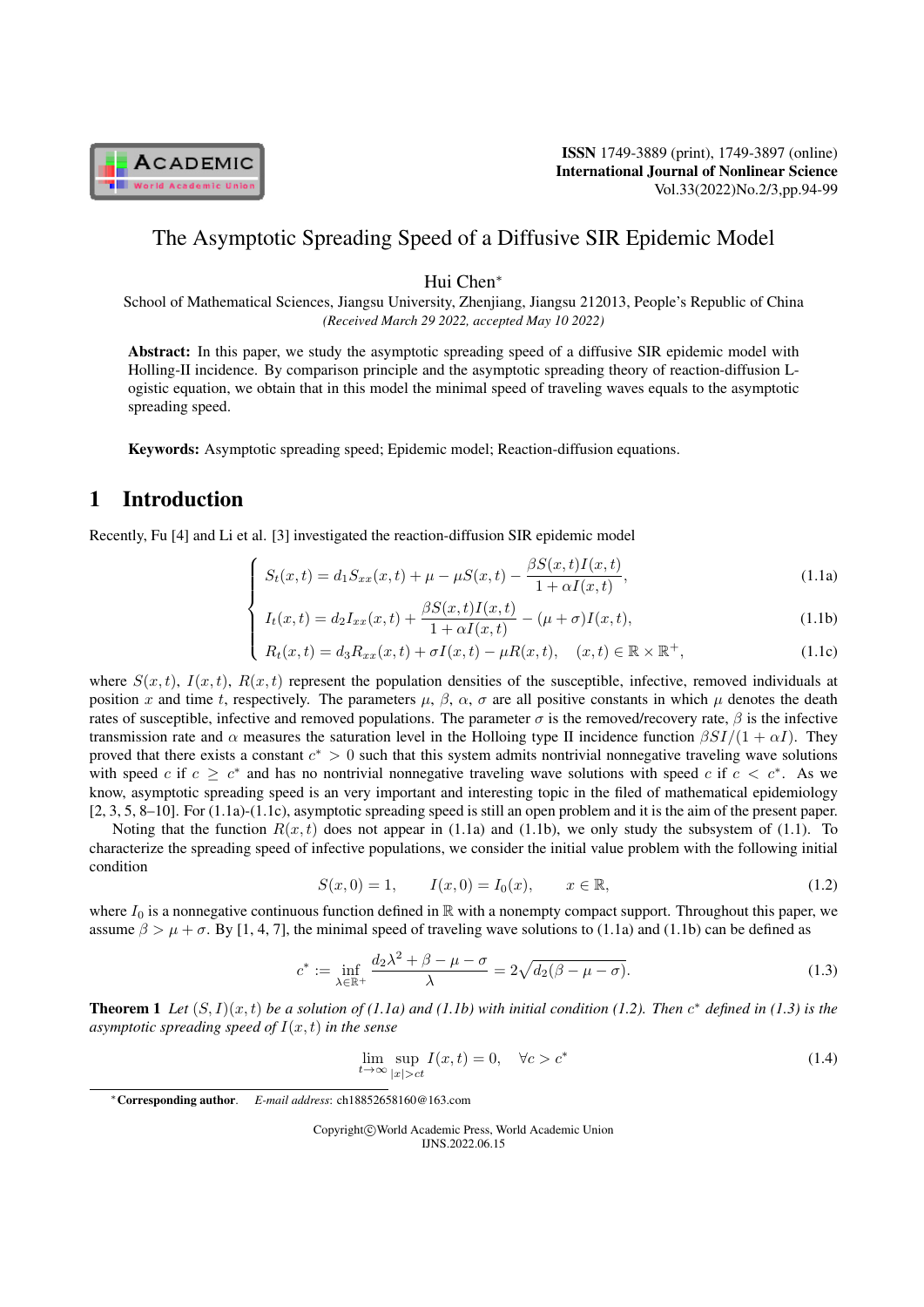# The Asymptotic Spreading Speed of a Diffusive SIR Epidemic Model

Hui Chen*

School of Mathematical Sciences, Jiangsu University, Zhenjiang, Jiangsu 212013, People's Republic of China

*(Received March 29 2022, accepted May 10 2022)*

**Abstract:** In this paper, we study the asymptotic spreading speed of a diffusive SIR epidemic model with Holling-II incidence. By comparison principle and the asymptotic spreading theory of reaction-diffusion L-ogistic equation, we obtain that in this model the minimal speed of traveling waves equals to the asymptotic spreading speed.

**Keywords:** Asymptotic spreading speed; Epidemic model; Reaction-diffusion equations.

## 1 Introduction

Recently, Fu [4] and Li et al. [3] investigated the reaction-diffusion SIR epidemic model

$$
\begin{cases}
S_t(x,t) = d_1 S_{xx}(x,t) + \mu - \mu S(x,t) - \dfrac{\beta S(x,t) I(x,t)}{1+\alpha I(x,t)}, & (1.1a) \\
I_t(x,t) = d_2 I_{xx}(x,t) + \dfrac{\beta S(x,t) I(x,t)}{1+\alpha I(x,t)} - (\mu+\sigma) I(x,t), & (1.1b) \\
R_t(x,t) = d_3 R_{xx}(x,t) + \sigma I(x,t) - \mu R(x,t), \quad (x,t) \in \mathbb{R} \times \mathbb{R}^+, & (1.1c)
\end{cases}
$$

where $S(x,t)$, $I(x,t)$, $R(x,t)$ represent the population densities of the susceptible, infective, removed individuals at position $x$ and time $t$, respectively. The parameters $\mu$, $\beta$, $\alpha$, $\sigma$ are all positive constants in which $\mu$ denotes the death rates of susceptible, infective and removed populations. The parameter $\sigma$ is the removed/recovery rate, $\beta$ is the infective transmission rate and $\alpha$ measures the saturation level in the Holloing type II incidence function $\beta SI/(1+\alpha I)$. They proved that there exists a constant $c^* > 0$ such that this system admits nontrivial nonnegative traveling wave solutions with speed $c$ if $c \geq c^*$ and has no nontrivial nonnegative traveling wave solutions with speed $c$ if $c < c^*$. As we know, asymptotic spreading speed is an very important and interesting topic in the filed of mathematical epidemiology [2, 3, 5, 8–10]. For (1.1a)-(1.1c), asymptotic spreading speed is still an open problem and it is the aim of the present paper.

Noting that the function $R(x,t)$ does not appear in (1.1a) and (1.1b), we only study the subsystem of (1.1). To characterize the spreading speed of infective populations, we consider the initial value problem with the following initial condition

$$
S(x,0) = 1, \qquad I(x,0) = I_0(x), \qquad x \in \mathbb{R}, \tag{1.2}
$$

where $I_0$ is a nonnegative continuous function defined in $\mathbb{R}$ with a nonempty compact support. Throughout this paper, we assume $\beta > \mu + \sigma$. By [1, 4, 7], the minimal speed of traveling wave solutions to (1.1a) and (1.1b) can be defined as

$$
c^* := \inf_{\lambda \in \mathbb{R}^+} \frac{d_2 \lambda^2 + \beta - \mu - \sigma}{\lambda} = 2\sqrt{d_2(\beta - \mu - \sigma)}. \tag{1.3}
$$

**Theorem 1** *Let $(S,I)(x,t)$ be a solution of (1.1a) and (1.1b) with initial condition (1.2). Then $c^*$ defined in (1.3) is the asymptotic spreading speed of $I(x,t)$ in the sense*

$$
\lim_{t \to \infty} \sup_{|x| > ct} I(x,t) = 0, \quad \forall c > c^* \tag{1.4}
$$

*Corresponding author. *E-mail address*: ch18852658160@163.com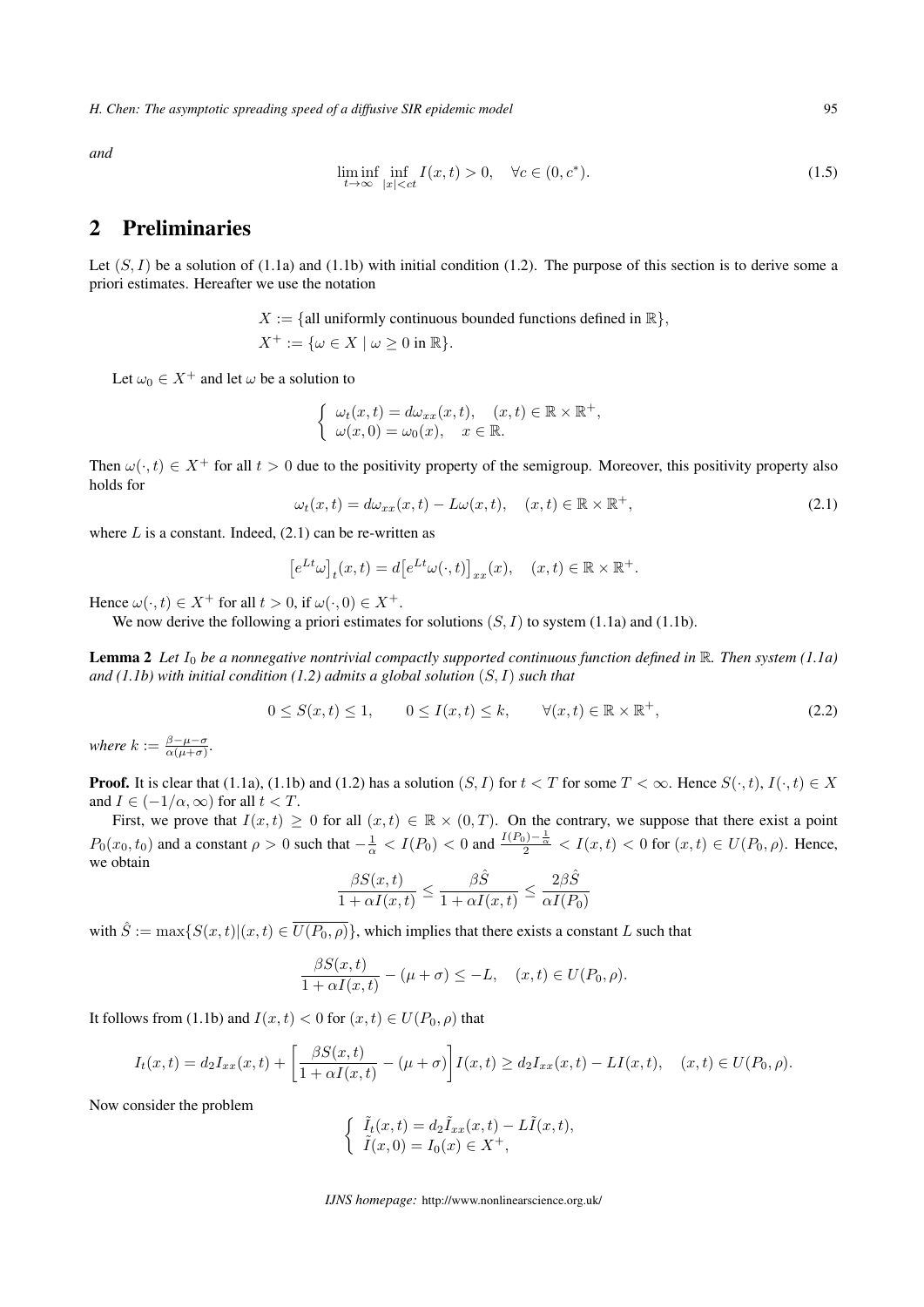*and*

$$\liminf_{t\to\infty} \inf_{|x|<ct} I(x,t) > 0, \quad \forall c \in (0, c^*). \tag{1.5}$$

## 2 Preliminaries

Let $(S, I)$ be a solution of (1.1a) and (1.1b) with initial condition (1.2). The purpose of this section is to derive some a priori estimates. Hereafter we use the notation

$$X := \{\text{all uniformly continuous bounded functions defined in } \mathbb{R}\},$$
$$X^+ := \{\omega \in X \mid \omega \geq 0 \text{ in } \mathbb{R}\}.$$

Let $\omega_0 \in X^+$ and let $\omega$ be a solution to

$$\begin{cases} \omega_t(x,t) = d\omega_{xx}(x,t), & (x,t) \in \mathbb{R} \times \mathbb{R}^+, \\ \omega(x,0) = \omega_0(x), & x \in \mathbb{R}. \end{cases}$$

Then $\omega(\cdot, t) \in X^+$ for all $t > 0$ due to the positivity property of the semigroup. Moreover, this positivity property also holds for

$$\omega_t(x,t) = d\omega_{xx}(x,t) - L\omega(x,t), \quad (x,t) \in \mathbb{R} \times \mathbb{R}^+, \tag{2.1}$$

where $L$ is a constant. Indeed, (2.1) can be re-written as

$$\big[e^{Lt}\omega\big]_t(x,t) = d\big[e^{Lt}\omega(\cdot,t)\big]_{xx}(x), \quad (x,t) \in \mathbb{R} \times \mathbb{R}^+.$$

Hence $\omega(\cdot, t) \in X^+$ for all $t > 0$, if $\omega(\cdot, 0) \in X^+$.

We now derive the following a priori estimates for solutions $(S, I)$ to system (1.1a) and (1.1b).

**Lemma 2** *Let $I_0$ be a nonnegative nontrivial compactly supported continuous function defined in $\mathbb{R}$. Then system (1.1a) and (1.1b) with initial condition (1.2) admits a global solution $(S, I)$ such that*

$$0 \leq S(x,t) \leq 1, \qquad 0 \leq I(x,t) \leq k, \qquad \forall (x,t) \in \mathbb{R} \times \mathbb{R}^+, \tag{2.2}$$

*where $k := \frac{\beta - \mu - \sigma}{\alpha(\mu + \sigma)}$.*

**Proof.** It is clear that (1.1a), (1.1b) and (1.2) has a solution $(S, I)$ for $t < T$ for some $T < \infty$. Hence $S(\cdot, t), I(\cdot, t) \in X$ and $I \in (-1/\alpha, \infty)$ for all $t < T$.

First, we prove that $I(x,t) \geq 0$ for all $(x,t) \in \mathbb{R} \times (0,T)$. On the contrary, we suppose that there exist a point $P_0(x_0, t_0)$ and a constant $\rho > 0$ such that $-\frac{1}{\alpha} < I(P_0) < 0$ and $\frac{I(P_0) - \frac{1}{\alpha}}{2} < I(x,t) < 0$ for $(x,t) \in U(P_0, \rho)$. Hence, we obtain

$$\frac{\beta S(x,t)}{1 + \alpha I(x,t)} \leq \frac{\beta \hat{S}}{1 + \alpha I(x,t)} \leq \frac{2\beta \hat{S}}{\alpha I(P_0)}$$

with $\hat{S} := \max\{S(x,t) | (x,t) \in \overline{U(P_0, \rho)}\}$, which implies that there exists a constant $L$ such that

$$\frac{\beta S(x,t)}{1 + \alpha I(x,t)} - (\mu + \sigma) \leq -L, \quad (x,t) \in U(P_0, \rho).$$

It follows from (1.1b) and $I(x,t) < 0$ for $(x,t) \in U(P_0, \rho)$ that

$$I_t(x,t) = d_2 I_{xx}(x,t) + \left[\frac{\beta S(x,t)}{1 + \alpha I(x,t)} - (\mu + \sigma)\right] I(x,t) \geq d_2 I_{xx}(x,t) - LI(x,t), \quad (x,t) \in U(P_0, \rho).$$

Now consider the problem

$$\begin{cases} \tilde{I}_t(x,t) = d_2 \tilde{I}_{xx}(x,t) - L\tilde{I}(x,t), \\ \tilde{I}(x,0) = I_0(x) \in X^+, \end{cases}$$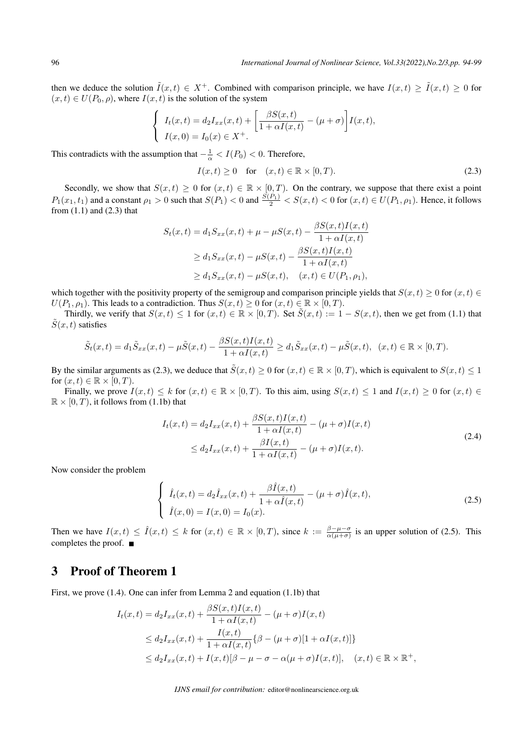then we deduce the solution $\tilde{I}(x,t) \in X^+$. Combined with comparison principle, we have $I(x,t) \geq \tilde{I}(x,t) \geq 0$ for $(x,t) \in U(P_0, \rho)$, where $I(x,t)$ is the solution of the system

$$
\begin{cases}
I_t(x,t) = d_2 I_{xx}(x,t) + \left[\dfrac{\beta S(x,t)}{1+\alpha I(x,t)} - (\mu+\sigma)\right] I(x,t), \\
I(x,0) = I_0(x) \in X^+.
\end{cases}
$$

This contradicts with the assumption that $-\frac{1}{\alpha} < I(P_0) < 0$. Therefore,

$$
I(x,t) \geq 0 \quad \text{for} \quad (x,t) \in \mathbb{R} \times [0,T). \tag{2.3}
$$

Secondly, we show that $S(x,t) \geq 0$ for $(x,t) \in \mathbb{R} \times [0,T)$. On the contrary, we suppose that there exist a point $P_1(x_1,t_1)$ and a constant $\rho_1 > 0$ such that $S(P_1) < 0$ and $\frac{S(P_1)}{2} < S(x,t) < 0$ for $(x,t) \in U(P_1, \rho_1)$. Hence, it follows from (1.1) and (2.3) that

$$
\begin{aligned}
S_t(x,t) &= d_1 S_{xx}(x,t) + \mu - \mu S(x,t) - \frac{\beta S(x,t) I(x,t)}{1+\alpha I(x,t)} \\
&\geq d_1 S_{xx}(x,t) - \mu S(x,t) - \frac{\beta S(x,t) I(x,t)}{1+\alpha I(x,t)} \\
&\geq d_1 S_{xx}(x,t) - \mu S(x,t), \quad (x,t) \in U(P_1, \rho_1),
\end{aligned}
$$

which together with the positivity property of the semigroup and comparison principle yields that $S(x,t) \geq 0$ for $(x,t) \in U(P_1, \rho_1)$. This leads to a contradiction. Thus $S(x,t) \geq 0$ for $(x,t) \in \mathbb{R} \times [0,T)$.

Thirdly, we verify that $S(x,t) \leq 1$ for $(x,t) \in \mathbb{R} \times [0,T)$. Set $\tilde{S}(x,t) := 1 - S(x,t)$, then we get from (1.1) that $\tilde{S}(x,t)$ satisfies

$$
\tilde{S}_t(x,t) = d_1 \tilde{S}_{xx}(x,t) - \mu \tilde{S}(x,t) - \frac{\beta S(x,t) I(x,t)}{1+\alpha I(x,t)} \geq d_1 \tilde{S}_{xx}(x,t) - \mu \tilde{S}(x,t), \;\; (x,t) \in \mathbb{R} \times [0,T).
$$

By the similar arguments as (2.3), we deduce that $\tilde{S}(x,t) \geq 0$ for $(x,t) \in \mathbb{R} \times [0,T)$, which is equivalent to $S(x,t) \leq 1$ for $(x,t) \in \mathbb{R} \times [0,T)$.

Finally, we prove $I(x,t) \leq k$ for $(x,t) \in \mathbb{R} \times [0,T)$. To this aim, using $S(x,t) \leq 1$ and $I(x,t) \geq 0$ for $(x,t) \in \mathbb{R} \times [0,T)$, it follows from (1.1b) that

$$
\begin{aligned}
I_t(x,t) &= d_2 I_{xx}(x,t) + \frac{\beta S(x,t) I(x,t)}{1+\alpha I(x,t)} - (\mu+\sigma) I(x,t) \\
&\leq d_2 I_{xx}(x,t) + \frac{\beta I(x,t)}{1+\alpha I(x,t)} - (\mu+\sigma) I(x,t).
\end{aligned} \tag{2.4}
$$

Now consider the problem

$$
\begin{cases}
\hat{I}_t(x,t) = d_2 \hat{I}_{xx}(x,t) + \dfrac{\beta \hat{I}(x,t)}{1+\alpha \hat{I}(x,t)} - (\mu+\sigma) \hat{I}(x,t), \\
\hat{I}(x,0) = I(x,0) = I_0(x).
\end{cases} \tag{2.5}
$$

Then we have $I(x,t) \leq \hat{I}(x,t) \leq k$ for $(x,t) \in \mathbb{R} \times [0,T)$, since $k := \frac{\beta-\mu-\sigma}{\alpha(\mu+\sigma)}$ is an upper solution of (2.5). This completes the proof. ■

# 3 Proof of Theorem 1

First, we prove (1.4). One can infer from Lemma 2 and equation (1.1b) that

$$
\begin{aligned}
I_t(x,t) &= d_2 I_{xx}(x,t) + \frac{\beta S(x,t) I(x,t)}{1+\alpha I(x,t)} - (\mu+\sigma) I(x,t) \\
&\leq d_2 I_{xx}(x,t) + \frac{I(x,t)}{1+\alpha I(x,t)} \{\beta - (\mu+\sigma)[1+\alpha I(x,t)]\} \\
&\leq d_2 I_{xx}(x,t) + I(x,t)[\beta - \mu - \sigma - \alpha(\mu+\sigma) I(x,t)], \quad (x,t) \in \mathbb{R} \times \mathbb{R}^+,
\end{aligned}
$$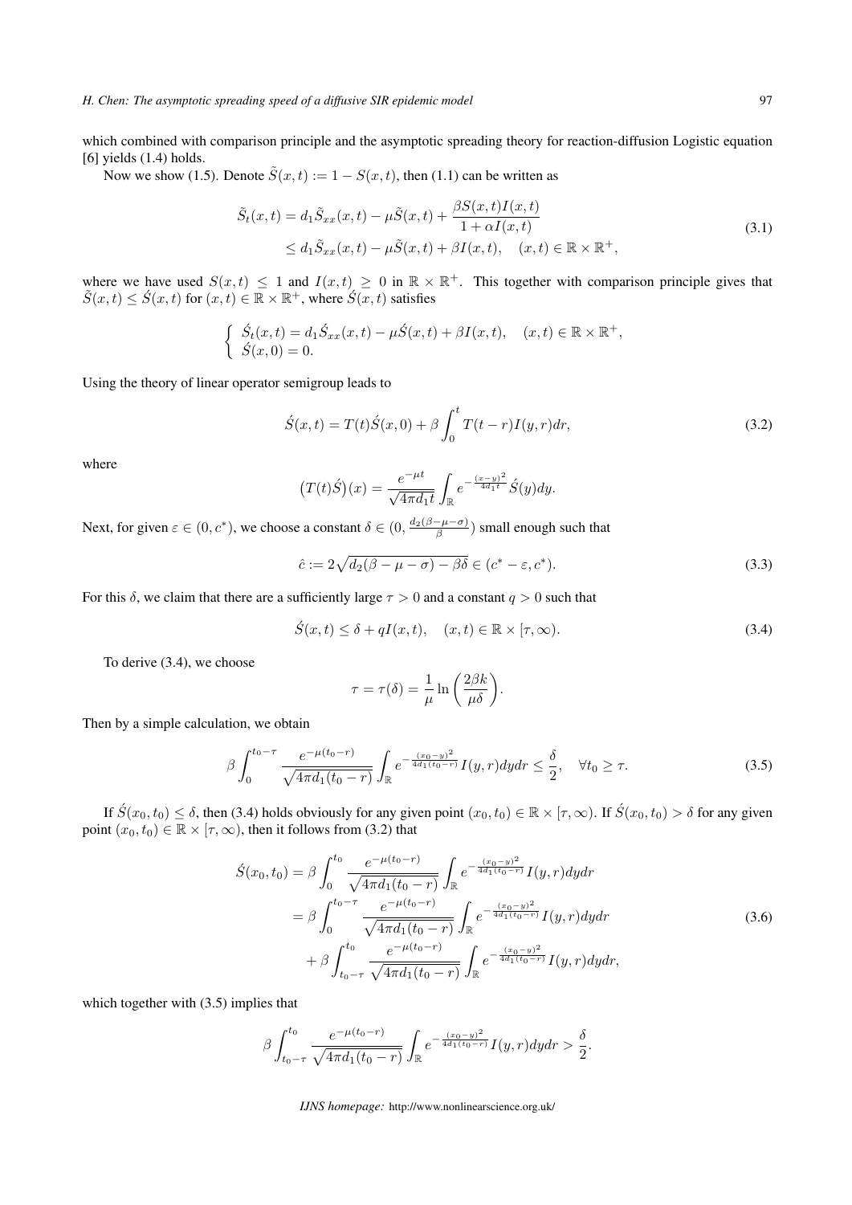which combined with comparison principle and the asymptotic spreading theory for reaction-diffusion Logistic equation [6] yields (1.4) holds.

Now we show (1.5). Denote $\tilde{S}(x,t) := 1 - S(x,t)$, then (1.1) can be written as

$$
\begin{aligned}
\tilde{S}_t(x,t) &= d_1 \tilde{S}_{xx}(x,t) - \mu \tilde{S}(x,t) + \frac{\beta S(x,t) I(x,t)}{1+\alpha I(x,t)} \\
&\leq d_1 \tilde{S}_{xx}(x,t) - \mu \tilde{S}(x,t) + \beta I(x,t), \quad (x,t) \in \mathbb{R} \times \mathbb{R}^+,
\end{aligned}
\tag{3.1}
$$

where we have used $S(x,t) \leq 1$ and $I(x,t) \geq 0$ in $\mathbb{R} \times \mathbb{R}^+$. This together with comparison principle gives that $\tilde{S}(x,t) \leq \acute{S}(x,t)$ for $(x,t) \in \mathbb{R} \times \mathbb{R}^+$, where $\acute{S}(x,t)$ satisfies

$$
\begin{cases}
\acute{S}_t(x,t) = d_1 \acute{S}_{xx}(x,t) - \mu \acute{S}(x,t) + \beta I(x,t), \quad (x,t) \in \mathbb{R} \times \mathbb{R}^+, \\
\acute{S}(x,0) = 0.
\end{cases}
$$

Using the theory of linear operator semigroup leads to

$$
\acute{S}(x,t) = T(t)\acute{S}(x,0) + \beta \int_0^t T(t-r) I(y,r) dr,
\tag{3.2}
$$

where

$$
\big(T(t)\acute{S}\big)(x) = \frac{e^{-\mu t}}{\sqrt{4\pi d_1 t}} \int_{\mathbb{R}} e^{-\frac{(x-y)^2}{4d_1 t}} \acute{S}(y) dy.
$$

Next, for given $\varepsilon \in (0, c^*)$, we choose a constant $\delta \in (0, \frac{d_2(\beta-\mu-\sigma)}{\beta})$ small enough such that

$$
\hat{c} := 2\sqrt{d_2(\beta-\mu-\sigma) - \beta\delta} \in (c^* - \varepsilon, c^*).
\tag{3.3}
$$

For this $\delta$, we claim that there are a sufficiently large $\tau > 0$ and a constant $q > 0$ such that

$$
\acute{S}(x,t) \leq \delta + q I(x,t), \quad (x,t) \in \mathbb{R} \times [\tau, \infty).
\tag{3.4}
$$

To derive (3.4), we choose

$$
\tau = \tau(\delta) = \frac{1}{\mu} \ln\left(\frac{2\beta k}{\mu\delta}\right).
$$

Then by a simple calculation, we obtain

$$
\beta \int_0^{t_0-\tau} \frac{e^{-\mu(t_0-r)}}{\sqrt{4\pi d_1(t_0-r)}} \int_{\mathbb{R}} e^{-\frac{(x_0-y)^2}{4d_1(t_0-r)}} I(y,r) dy dr \leq \frac{\delta}{2}, \quad \forall t_0 \geq \tau.
\tag{3.5}
$$

If $\acute{S}(x_0,t_0) \leq \delta$, then (3.4) holds obviously for any given point $(x_0,t_0) \in \mathbb{R} \times [\tau,\infty)$. If $\acute{S}(x_0,t_0) > \delta$ for any given point $(x_0,t_0) \in \mathbb{R} \times [\tau,\infty)$, then it follows from (3.2) that

$$
\begin{aligned}
\acute{S}(x_0,t_0) &= \beta \int_0^{t_0} \frac{e^{-\mu(t_0-r)}}{\sqrt{4\pi d_1(t_0-r)}} \int_{\mathbb{R}} e^{-\frac{(x_0-y)^2}{4d_1(t_0-r)}} I(y,r) dy dr \\
&= \beta \int_0^{t_0-\tau} \frac{e^{-\mu(t_0-r)}}{\sqrt{4\pi d_1(t_0-r)}} \int_{\mathbb{R}} e^{-\frac{(x_0-y)^2}{4d_1(t_0-r)}} I(y,r) dy dr \\
&\quad + \beta \int_{t_0-\tau}^{t_0} \frac{e^{-\mu(t_0-r)}}{\sqrt{4\pi d_1(t_0-r)}} \int_{\mathbb{R}} e^{-\frac{(x_0-y)^2}{4d_1(t_0-r)}} I(y,r) dy dr,
\end{aligned}
\tag{3.6}
$$

which together with (3.5) implies that

$$
\beta \int_{t_0-\tau}^{t_0} \frac{e^{-\mu(t_0-r)}}{\sqrt{4\pi d_1(t_0-r)}} \int_{\mathbb{R}} e^{-\frac{(x_0-y)^2}{4d_1(t_0-r)}} I(y,r) dy dr > \frac{\delta}{2}.
$$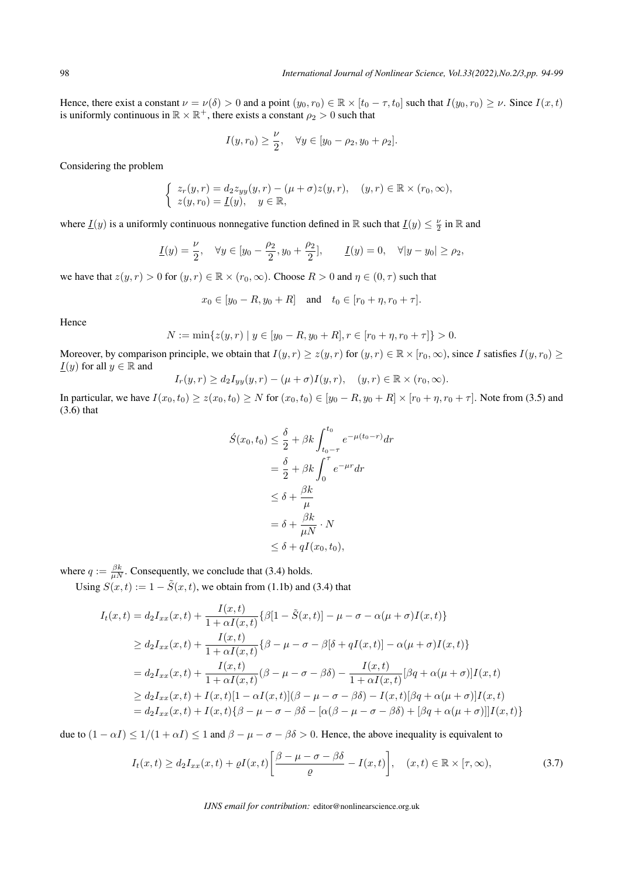Hence, there exist a constant $\nu = \nu(\delta) > 0$ and a point $(y_0, r_0) \in \mathbb{R} \times [t_0 - \tau, t_0]$ such that $I(y_0, r_0) \geq \nu$. Since $I(x,t)$ is uniformly continuous in $\mathbb{R} \times \mathbb{R}^+$, there exists a constant $\rho_2 > 0$ such that

$$
I(y, r_0) \geq \frac{\nu}{2}, \quad \forall y \in [y_0 - \rho_2, y_0 + \rho_2].
$$

Considering the problem

$$
\begin{cases} z_r(y,r) = d_2 z_{yy}(y,r) - (\mu + \sigma) z(y,r), & (y,r) \in \mathbb{R} \times (r_0, \infty), \\ z(y, r_0) = \underline{I}(y), & y \in \mathbb{R}, \end{cases}
$$

where $\underline{I}(y)$ is a uniformly continuous nonnegative function defined in $\mathbb{R}$ such that $\underline{I}(y) \leq \frac{\nu}{2}$ in $\mathbb{R}$ and

$$
\underline{I}(y) = \frac{\nu}{2}, \quad \forall y \in [y_0 - \frac{\rho_2}{2}, y_0 + \frac{\rho_2}{2}], \qquad \underline{I}(y) = 0, \quad \forall |y - y_0| \geq \rho_2,
$$

we have that $z(y,r) > 0$ for $(y,r) \in \mathbb{R} \times (r_0, \infty)$. Choose $R > 0$ and $\eta \in (0, \tau)$ such that

$$
x_0 \in [y_0 - R, y_0 + R] \quad \text{and} \quad t_0 \in [r_0 + \eta, r_0 + \tau].
$$

Hence

$$
N := \min\{z(y,r) \mid y \in [y_0 - R, y_0 + R], r \in [r_0 + \eta, r_0 + \tau]\} > 0.
$$

Moreover, by comparison principle, we obtain that $I(y,r) \geq z(y,r)$ for $(y,r) \in \mathbb{R} \times [r_0, \infty)$, since $I$ satisfies $I(y, r_0) \geq \underline{I}(y)$ for all $y \in \mathbb{R}$ and

$$
I_r(y,r) \geq d_2 I_{yy}(y,r) - (\mu + \sigma) I(y,r), \quad (y,r) \in \mathbb{R} \times (r_0, \infty).
$$

In particular, we have $I(x_0, t_0) \geq z(x_0, t_0) \geq N$ for $(x_0, t_0) \in [y_0 - R, y_0 + R] \times [r_0 + \eta, r_0 + \tau]$. Note from (3.5) and (3.6) that

$$
\begin{aligned}
\acute{S}(x_0, t_0) &\leq \frac{\delta}{2} + \beta k \int_{t_0 - \tau}^{t_0} e^{-\mu(t_0 - r)} dr \\
&= \frac{\delta}{2} + \beta k \int_0^{\tau} e^{-\mu r} dr \\
&\leq \delta + \frac{\beta k}{\mu} \\
&= \delta + \frac{\beta k}{\mu N} \cdot N \\
&\leq \delta + q I(x_0, t_0),
\end{aligned}
$$

where $q := \frac{\beta k}{\mu N}$. Consequently, we conclude that (3.4) holds.

Using $S(x,t) := 1 - \tilde{S}(x,t)$, we obtain from (1.1b) and (3.4) that

$$
\begin{aligned}
I_t(x,t) &= d_2 I_{xx}(x,t) + \frac{I(x,t)}{1 + \alpha I(x,t)} \{\beta[1 - \tilde{S}(x,t)] - \mu - \sigma - \alpha(\mu + \sigma) I(x,t)\} \\
&\geq d_2 I_{xx}(x,t) + \frac{I(x,t)}{1 + \alpha I(x,t)} \{\beta - \mu - \sigma - \beta[\delta + q I(x,t)] - \alpha(\mu + \sigma) I(x,t)\} \\
&= d_2 I_{xx}(x,t) + \frac{I(x,t)}{1 + \alpha I(x,t)} (\beta - \mu - \sigma - \beta\delta) - \frac{I(x,t)}{1 + \alpha I(x,t)} [\beta q + \alpha(\mu + \sigma)] I(x,t) \\
&\geq d_2 I_{xx}(x,t) + I(x,t)[1 - \alpha I(x,t)](\beta - \mu - \sigma - \beta\delta) - I(x,t)[\beta q + \alpha(\mu + \sigma)] I(x,t) \\
&= d_2 I_{xx}(x,t) + I(x,t)\{\beta - \mu - \sigma - \beta\delta - [\alpha(\beta - \mu - \sigma - \beta\delta) + [\beta q + \alpha(\mu + \sigma)]] I(x,t)\}
\end{aligned}
$$

due to $(1 - \alpha I) \leq 1/(1 + \alpha I) \leq 1$ and $\beta - \mu - \sigma - \beta\delta > 0$. Hence, the above inequality is equivalent to

$$
I_t(x,t) \geq d_2 I_{xx}(x,t) + \varrho I(x,t) \left[ \frac{\beta - \mu - \sigma - \beta\delta}{\varrho} - I(x,t) \right], \quad (x,t) \in \mathbb{R} \times [\tau, \infty), \tag{3.7}
$$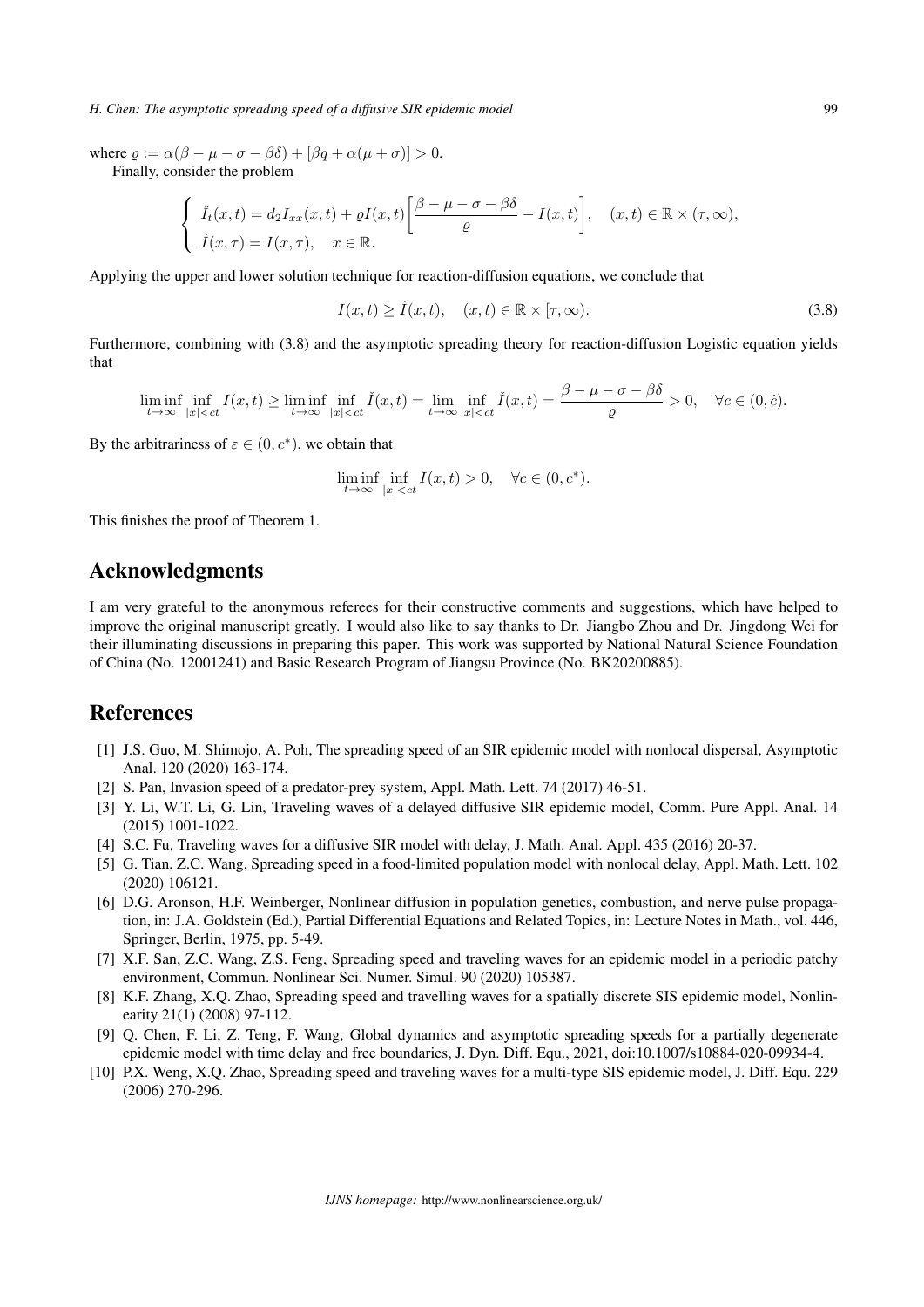where $\varrho := \alpha(\beta - \mu - \sigma - \beta\delta) + [\beta q + \alpha(\mu + \sigma)] > 0$.

Finally, consider the problem

$$\begin{cases} \check{I}_t(x,t) = d_2 I_{xx}(x,t) + \varrho I(x,t)\left[\dfrac{\beta - \mu - \sigma - \beta\delta}{\varrho} - I(x,t)\right], & (x,t) \in \mathbb{R} \times (\tau, \infty), \\ \check{I}(x,\tau) = I(x,\tau), \quad x \in \mathbb{R}. \end{cases}$$

Applying the upper and lower solution technique for reaction-diffusion equations, we conclude that

$$I(x,t) \geq \check{I}(x,t), \quad (x,t) \in \mathbb{R} \times [\tau, \infty). \tag{3.8}$$

Furthermore, combining with (3.8) and the asymptotic spreading theory for reaction-diffusion Logistic equation yields that

$$\liminf_{t\to\infty} \inf_{|x|<ct} I(x,t) \geq \liminf_{t\to\infty} \inf_{|x|<ct} \check{I}(x,t) = \lim_{t\to\infty} \inf_{|x|<ct} \check{I}(x,t) = \frac{\beta - \mu - \sigma - \beta\delta}{\varrho} > 0, \quad \forall c \in (0, \hat{c}).$$

By the arbitrariness of $\varepsilon \in (0, c^*)$, we obtain that

$$\liminf_{t\to\infty} \inf_{|x|<ct} I(x,t) > 0, \quad \forall c \in (0, c^*).$$

This finishes the proof of Theorem 1.

## Acknowledgments

I am very grateful to the anonymous referees for their constructive comments and suggestions, which have helped to improve the original manuscript greatly. I would also like to say thanks to Dr. Jiangbo Zhou and Dr. Jingdong Wei for their illuminating discussions in preparing this paper. This work was supported by National Natural Science Foundation of China (No. 12001241) and Basic Research Program of Jiangsu Province (No. BK20200885).

## References

[1] J.S. Guo, M. Shimojo, A. Poh, The spreading speed of an SIR epidemic model with nonlocal dispersal, Asymptotic Anal. 120 (2020) 163-174.

[2] S. Pan, Invasion speed of a predator-prey system, Appl. Math. Lett. 74 (2017) 46-51.

[3] Y. Li, W.T. Li, G. Lin, Traveling waves of a delayed diffusive SIR epidemic model, Comm. Pure Appl. Anal. 14 (2015) 1001-1022.

[4] S.C. Fu, Traveling waves for a diffusive SIR model with delay, J. Math. Anal. Appl. 435 (2016) 20-37.

[5] G. Tian, Z.C. Wang, Spreading speed in a food-limited population model with nonlocal delay, Appl. Math. Lett. 102 (2020) 106121.

[6] D.G. Aronson, H.F. Weinberger, Nonlinear diffusion in population genetics, combustion, and nerve pulse propagation, in: J.A. Goldstein (Ed.), Partial Differential Equations and Related Topics, in: Lecture Notes in Math., vol. 446, Springer, Berlin, 1975, pp. 5-49.

[7] X.F. San, Z.C. Wang, Z.S. Feng, Spreading speed and traveling waves for an epidemic model in a periodic patchy environment, Commun. Nonlinear Sci. Numer. Simul. 90 (2020) 105387.

[8] K.F. Zhang, X.Q. Zhao, Spreading speed and travelling waves for a spatially discrete SIS epidemic model, Nonlinearity 21(1) (2008) 97-112.

[9] Q. Chen, F. Li, Z. Teng, F. Wang, Global dynamics and asymptotic spreading speeds for a partially degenerate epidemic model with time delay and free boundaries, J. Dyn. Diff. Equ., 2021, doi:10.1007/s10884-020-09934-4.

[10] P.X. Weng, X.Q. Zhao, Spreading speed and traveling waves for a multi-type SIS epidemic model, J. Diff. Equ. 229 (2006) 270-296.